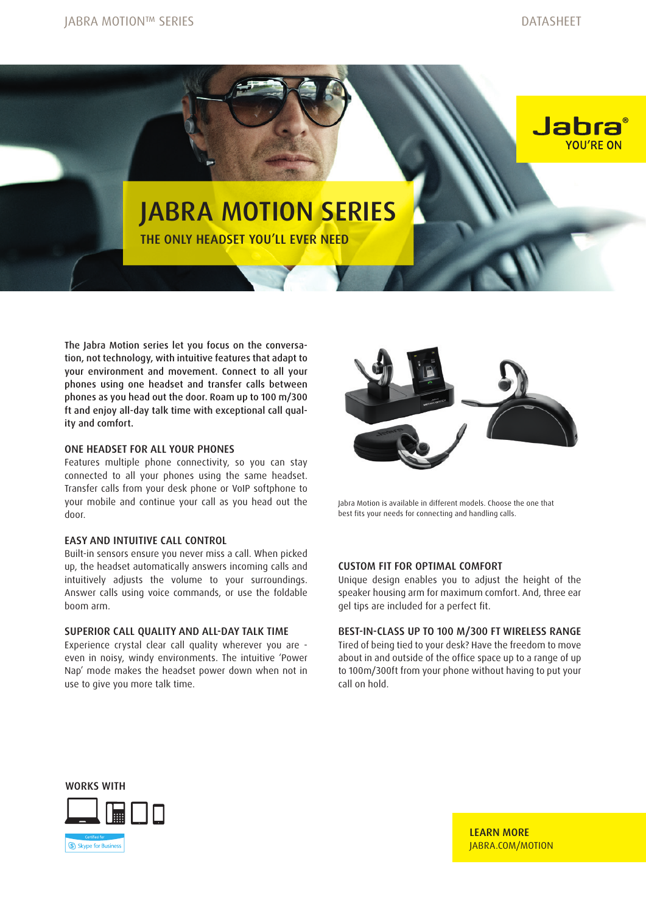Jabra®
YOU'RE ON

# JABRA MOTION SERIES

## THE ONLY HEADSET YOU'LL EVER NEED

The Jabra Motion series let you focus on the conversation, not technology, with intuitive features that adapt to your environment and movement. Connect to all your phones using one headset and transfer calls between phones as you head out the door. Roam up to 100 m/300 ft and enjoy all-day talk time with exceptional call quality and comfort.

### ONE HEADSET FOR ALL YOUR PHONES

Features multiple phone connectivity, so you can stay connected to all your phones using the same headset. Transfer calls from your desk phone or VoIP softphone to your mobile and continue your call as you head out the door.

### EASY AND INTUITIVE CALL CONTROL

Built-in sensors ensure you never miss a call. When picked up, the headset automatically answers incoming calls and intuitively adjusts the volume to your surroundings. Answer calls using voice commands, or use the foldable boom arm.

### SUPERIOR CALL QUALITY AND ALL-DAY TALK TIME

Experience crystal clear call quality wherever you are - even in noisy, windy environments. The intuitive 'Power Nap' mode makes the headset power down when not in use to give you more talk time.

Jabra Motion is available in different models. Choose the one that best fits your needs for connecting and handling calls.

### CUSTOM FIT FOR OPTIMAL COMFORT

Unique design enables you to adjust the height of the speaker housing arm for maximum comfort. And, three ear gel tips are included for a perfect fit.

### BEST-IN-CLASS UP TO 100 M/300 FT WIRELESS RANGE

Tired of being tied to your desk? Have the freedom to move about in and outside of the office space up to a range of up to 100m/300ft from your phone without having to put your call on hold.

### WORKS WITH

Certified for Skype for Business

**LEARN MORE**
JABRA.COM/MOTION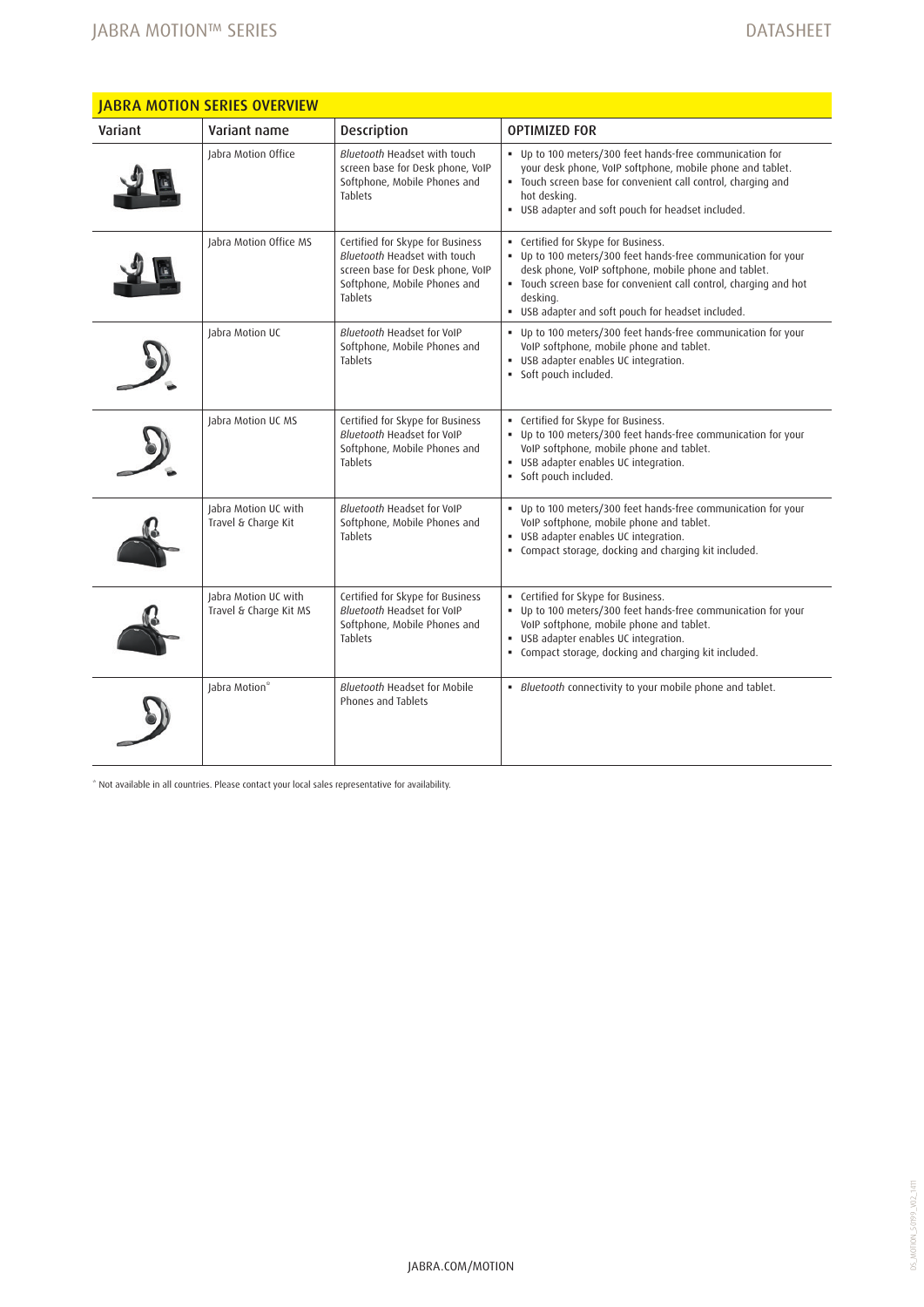## JABRA MOTION SERIES OVERVIEW

| Variant | Variant name | Description | OPTIMIZED FOR |
|---|---|---|---|
| | Jabra Motion Office | *Bluetooth* Headset with touch screen base for Desk phone, VoIP Softphone, Mobile Phones and Tablets | • Up to 100 meters/300 feet hands-free communication for your desk phone, VoIP softphone, mobile phone and tablet.<br>• Touch screen base for convenient call control, charging and hot desking.<br>• USB adapter and soft pouch for headset included. |
| | Jabra Motion Office MS | Certified for Skype for Business *Bluetooth* Headset with touch screen base for Desk phone, VoIP Softphone, Mobile Phones and Tablets | • Certified for Skype for Business.<br>• Up to 100 meters/300 feet hands-free communication for your desk phone, VoIP softphone, mobile phone and tablet.<br>• Touch screen base for convenient call control, charging and hot desking.<br>• USB adapter and soft pouch for headset included. |
| | Jabra Motion UC | *Bluetooth* Headset for VoIP Softphone, Mobile Phones and Tablets | • Up to 100 meters/300 feet hands-free communication for your VoIP softphone, mobile phone and tablet.<br>• USB adapter enables UC integration.<br>• Soft pouch included. |
| | Jabra Motion UC MS | Certified for Skype for Business *Bluetooth* Headset for VoIP Softphone, Mobile Phones and Tablets | • Certified for Skype for Business.<br>• Up to 100 meters/300 feet hands-free communication for your VoIP softphone, mobile phone and tablet.<br>• USB adapter enables UC integration.<br>• Soft pouch included. |
| | Jabra Motion UC with Travel & Charge Kit | *Bluetooth* Headset for VoIP Softphone, Mobile Phones and Tablets | • Up to 100 meters/300 feet hands-free communication for your VoIP softphone, mobile phone and tablet.<br>• USB adapter enables UC integration.<br>• Compact storage, docking and charging kit included. |
| | Jabra Motion UC with Travel & Charge Kit MS | Certified for Skype for Business *Bluetooth* Headset for VoIP Softphone, Mobile Phones and Tablets | • Certified for Skype for Business.<br>• Up to 100 meters/300 feet hands-free communication for your VoIP softphone, mobile phone and tablet.<br>• USB adapter enables UC integration.<br>• Compact storage, docking and charging kit included. |
| | Jabra Motion* | *Bluetooth* Headset for Mobile Phones and Tablets | • *Bluetooth* connectivity to your mobile phone and tablet. |

* Not available in all countries. Please contact your local sales representative for availability.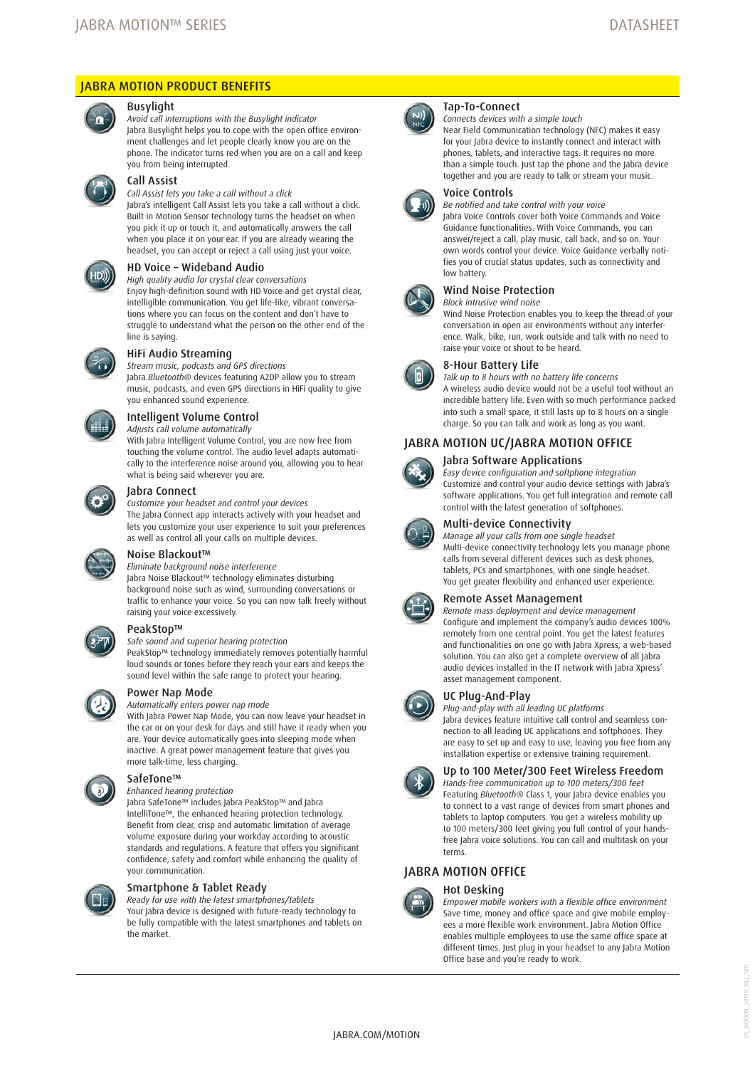## JABRA MOTION PRODUCT BENEFITS

### Busylight

*Avoid call interruptions with the Busylight indicator*

Jabra Busylight helps you to cope with the open office environment challenges and let people clearly know you are on the phone. The indicator turns red when you are on a call and keep you from being interrupted.

### Call Assist

*Call Assist lets you take a call without a click*

Jabra's intelligent Call Assist lets you take a call without a click. Built in Motion Sensor technology turns the headset on when you pick it up or touch it, and automatically answers the call when you place it on your ear. If you are already wearing the headset, you can accept or reject a call using just your voice.

### HD Voice – Wideband Audio

*High quality audio for crystal clear conversations*

Enjoy high-definition sound with HD Voice and get crystal clear, intelligible communication. You get life-like, vibrant conversations where you can focus on the content and don't have to struggle to understand what the person on the other end of the line is saying.

### HiFi Audio Streaming

*Stream music, podcasts and GPS directions*

Jabra *Bluetooth®* devices featuring A2DP allow you to stream music, podcasts, and even GPS directions in HiFi quality to give you enhanced sound experience.

### Intelligent Volume Control

*Adjusts call volume automatically*

With Jabra Intelligent Volume Control, you are now free from touching the volume control. The audio level adapts automatically to the interference noise around you, allowing you to hear what is being said wherever you are.

### Jabra Connect

*Customize your headset and control your devices*

The Jabra Connect app interacts actively with your headset and lets you customize your user experience to suit your preferences as well as control all your calls on multiple devices.

### Noise Blackout™

*Eliminate background noise interference*

Jabra Noise Blackout™ technology eliminates disturbing background noise such as wind, surrounding conversations or traffic to enhance your voice. So you can now talk freely without raising your voice excessively.

### PeakStop™

*Safe sound and superior hearing protection*

PeakStop™ technology immediately removes potentially harmful loud sounds or tones before they reach your ears and keeps the sound level within the safe range to protect your hearing.

### Power Nap Mode

*Automatically enters power nap mode*

With Jabra Power Nap Mode, you can now leave your headset in the car or on your desk for days and still have it ready when you are. Your device automatically goes into sleeping mode when inactive. A great power management feature that gives you more talk-time, less charging.

### SafeTone™

*Enhanced hearing protection*

Jabra SafeTone™ includes Jabra PeakStop™ and Jabra IntelliTone™, the enhanced hearing protection technology. Benefit from clear, crisp and automatic limitation of average volume exposure during your workday according to acoustic standards and regulations. A feature that offers you significant confidence, safety and comfort while enhancing the quality of your communication.

### Smartphone & Tablet Ready

*Ready for use with the latest smartphones/tablets*

Your Jabra device is designed with future-ready technology to be fully compatible with the latest smartphones and tablets on the market.

### Tap-To-Connect

*Connects devices with a simple touch*

Near Field Communication technology (NFC) makes it easy for your Jabra device to instantly connect and interact with phones, tablets, and interactive tags. It requires no more than a simple touch. Just tap the phone and the Jabra device together and you are ready to talk or stream your music.

### Voice Controls

*Be notified and take control with your voice*

Jabra Voice Controls cover both Voice Commands and Voice Guidance functionalities. With Voice Commands, you can answer/reject a call, play music, call back, and so on. Your own words control your device. Voice Guidance verbally notifies you of crucial status updates, such as connectivity and low battery.

### Wind Noise Protection

*Block intrusive wind noise*

Wind Noise Protection enables you to keep the thread of your conversation in open air environments without any interference. Walk, bike, run, work outside and talk with no need to raise your voice or shout to be heard.

### 8-Hour Battery Life

*Talk up to 8 hours with no battery life concerns*

A wireless audio device would not be a useful tool without an incredible battery life. Even with so much performance packed into such a small space, it still lasts up to 8 hours on a single charge. So you can talk and work as long as you want.

## JABRA MOTION UC/JABRA MOTION OFFICE

### Jabra Software Applications

*Easy device configuration and softphone integration*

Customize and control your audio device settings with Jabra's software applications. You get full integration and remote call control with the latest generation of softphones.

### Multi-device Connectivity

*Manage all your calls from one single headset*

Multi-device connectivity technology lets you manage phone calls from several different devices such as desk phones, tablets, PCs and smartphones, with one single headset. You get greater flexibility and enhanced user experience.

### Remote Asset Management

*Remote mass deployment and device management*

Configure and implement the company's audio devices 100% remotely from one central point. You get the latest features and functionalities on one go with Jabra Xpress, a web-based solution. You can also get a complete overview of all Jabra audio devices installed in the IT network with Jabra Xpress' asset management component.

### UC Plug-And-Play

*Plug-and-play with all leading UC platforms*

Jabra devices feature intuitive call control and seamless connection to all leading UC applications and softphones. They are easy to set up and easy to use, leaving you free from any installation expertise or extensive training requirement.

### Up to 100 Meter/300 Feet Wireless Freedom

*Hands-free communication up to 100 meters/300 feet*

Featuring *Bluetooth®* Class 1, your Jabra device enables you to connect to a vast range of devices from smart phones and tablets to laptop computers. You get a wireless mobility up to 100 meters/300 feet giving you full control of your hands-free Jabra voice solutions. You can call and multitask on your terms.

## JABRA MOTION OFFICE

### Hot Desking

*Empower mobile workers with a flexible office environment*

Save time, money and office space and give mobile employees a more flexible work environment. Jabra Motion Office enables multiple employees to use the same office space at different times. Just plug in your headset to any Jabra Motion Office base and you're ready to work.

JABRA.COM/MOTION